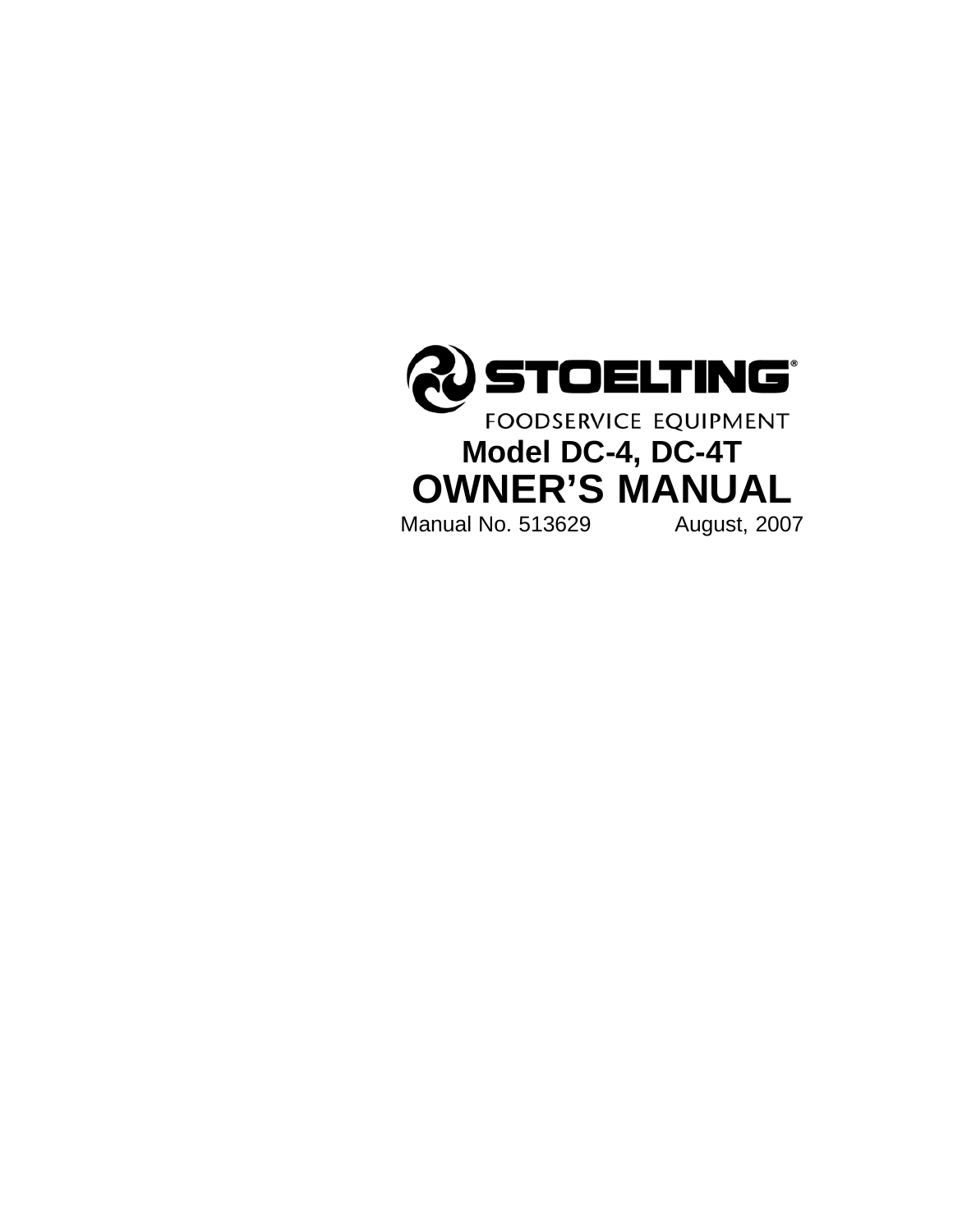STOELTING®

FOODSERVICE EQUIPMENT

# Model DC-4, DC-4T

# OWNER'S MANUAL

Manual No. 513629 August, 2007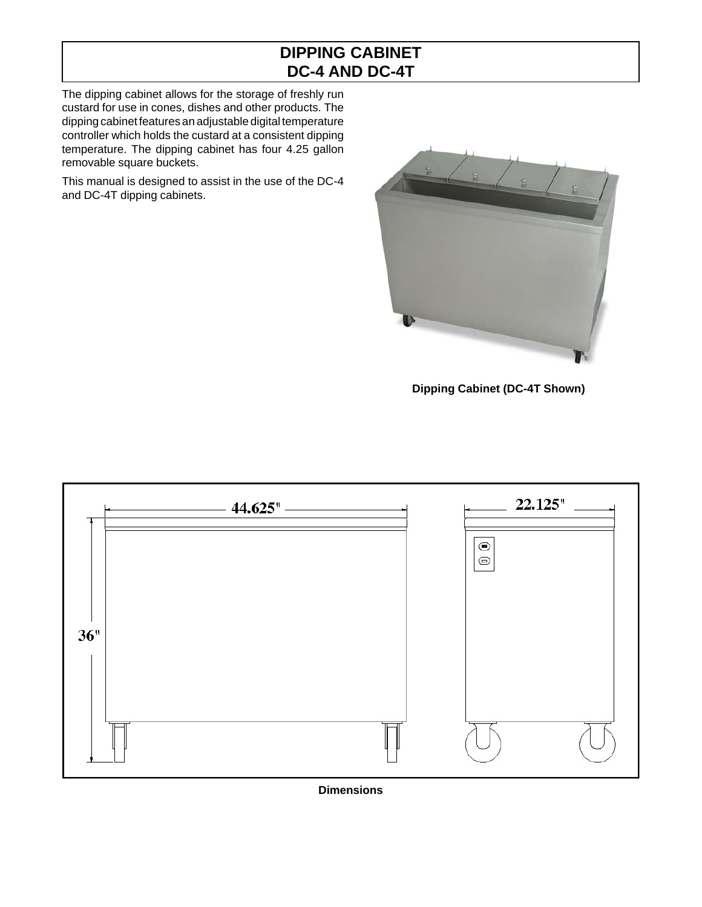# DIPPING CABINET
# DC-4 AND DC-4T

The dipping cabinet allows for the storage of freshly run custard for use in cones, dishes and other products. The dipping cabinet features an adjustable digital temperature controller which holds the custard at a consistent dipping temperature. The dipping cabinet has four 4.25 gallon removable square buckets.

This manual is designed to assist in the use of the DC-4 and DC-4T dipping cabinets.

**Dipping Cabinet (DC-4T Shown)**

44.625"

22.125"

36"

**Dimensions**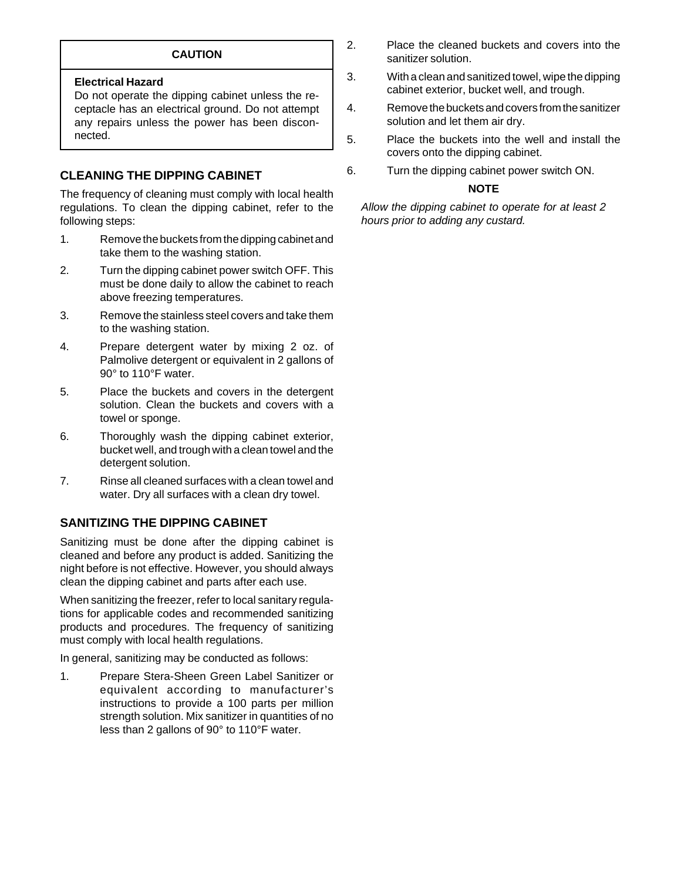**CAUTION**

**Electrical Hazard**
Do not operate the dipping cabinet unless the receptacle has an electrical ground. Do not attempt any repairs unless the power has been disconnected.

## CLEANING THE DIPPING CABINET

The frequency of cleaning must comply with local health regulations. To clean the dipping cabinet, refer to the following steps:

1. Remove the buckets from the dipping cabinet and take them to the washing station.
2. Turn the dipping cabinet power switch OFF. This must be done daily to allow the cabinet to reach above freezing temperatures.
3. Remove the stainless steel covers and take them to the washing station.
4. Prepare detergent water by mixing 2 oz. of Palmolive detergent or equivalent in 2 gallons of 90° to 110°F water.
5. Place the buckets and covers in the detergent solution. Clean the buckets and covers with a towel or sponge.
6. Thoroughly wash the dipping cabinet exterior, bucket well, and trough with a clean towel and the detergent solution.
7. Rinse all cleaned surfaces with a clean towel and water. Dry all surfaces with a clean dry towel.

## SANITIZING THE DIPPING CABINET

Sanitizing must be done after the dipping cabinet is cleaned and before any product is added. Sanitizing the night before is not effective. However, you should always clean the dipping cabinet and parts after each use.

When sanitizing the freezer, refer to local sanitary regulations for applicable codes and recommended sanitizing products and procedures. The frequency of sanitizing must comply with local health regulations.

In general, sanitizing may be conducted as follows:

1. Prepare Stera-Sheen Green Label Sanitizer or equivalent according to manufacturer's instructions to provide a 100 parts per million strength solution. Mix sanitizer in quantities of no less than 2 gallons of 90° to 110°F water.
2. Place the cleaned buckets and covers into the sanitizer solution.
3. With a clean and sanitized towel, wipe the dipping cabinet exterior, bucket well, and trough.
4. Remove the buckets and covers from the sanitizer solution and let them air dry.
5. Place the buckets into the well and install the covers onto the dipping cabinet.
6. Turn the dipping cabinet power switch ON.

**NOTE**

*Allow the dipping cabinet to operate for at least 2 hours prior to adding any custard.*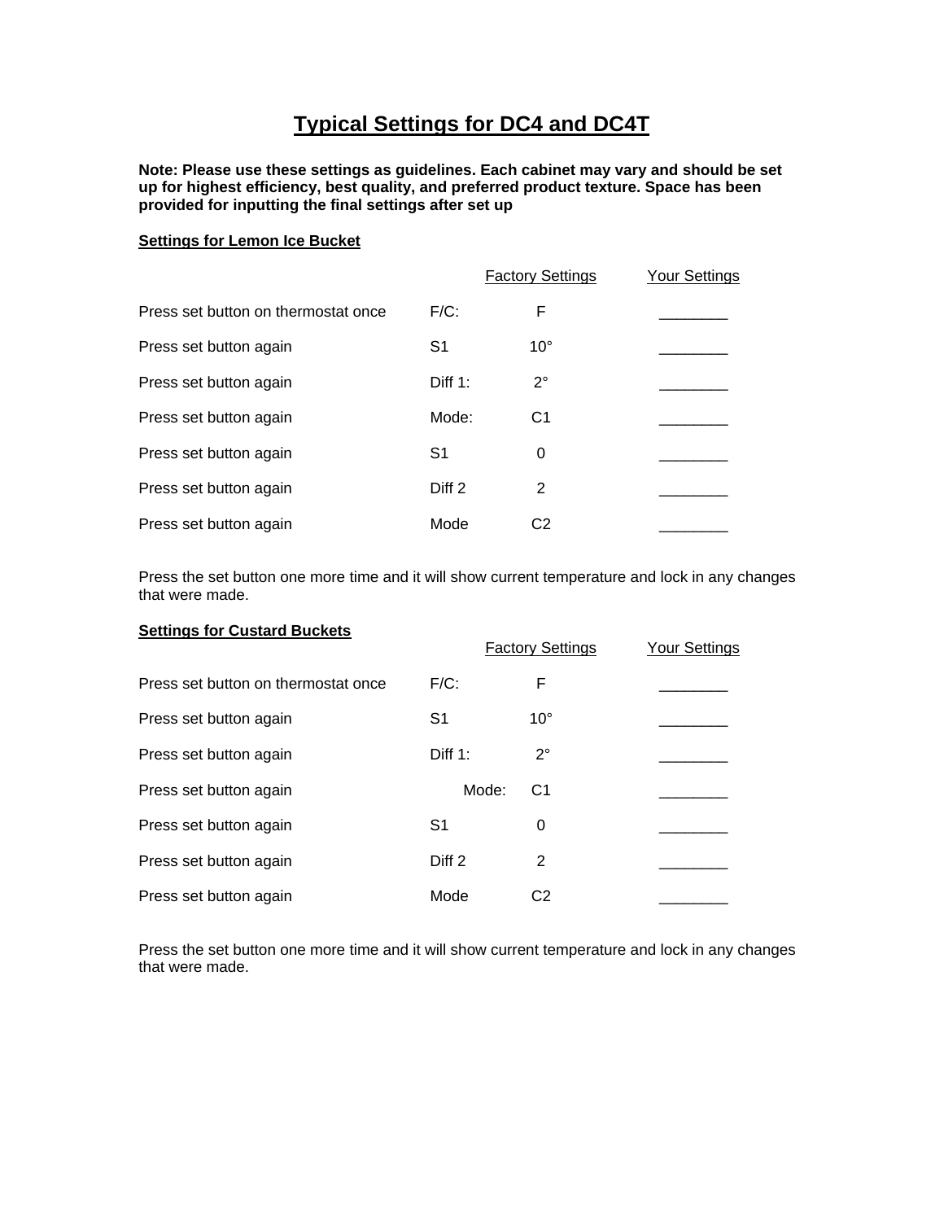# Typical Settings for DC4 and DC4T

**Note: Please use these settings as guidelines. Each cabinet may vary and should be set up for highest efficiency, best quality, and preferred product texture. Space has been provided for inputting the final settings after set up**

**Settings for Lemon Ice Bucket**

| | | Factory Settings | Your Settings |
|---|---|---|---|
| Press set button on thermostat once | F/C: | F | ________ |
| Press set button again | S1 | 10° | ________ |
| Press set button again | Diff 1: | 2° | ________ |
| Press set button again | Mode: | C1 | ________ |
| Press set button again | S1 | 0 | ________ |
| Press set button again | Diff 2 | 2 | ________ |
| Press set button again | Mode | C2 | ________ |

Press the set button one more time and it will show current temperature and lock in any changes that were made.

**Settings for Custard Buckets**

| | | Factory Settings | Your Settings |
|---|---|---|---|
| Press set button on thermostat once | F/C: | F | ________ |
| Press set button again | S1 | 10° | ________ |
| Press set button again | Diff 1: | 2° | ________ |
| Press set button again | Mode: | C1 | ________ |
| Press set button again | S1 | 0 | ________ |
| Press set button again | Diff 2 | 2 | ________ |
| Press set button again | Mode | C2 | ________ |

Press the set button one more time and it will show current temperature and lock in any changes that were made.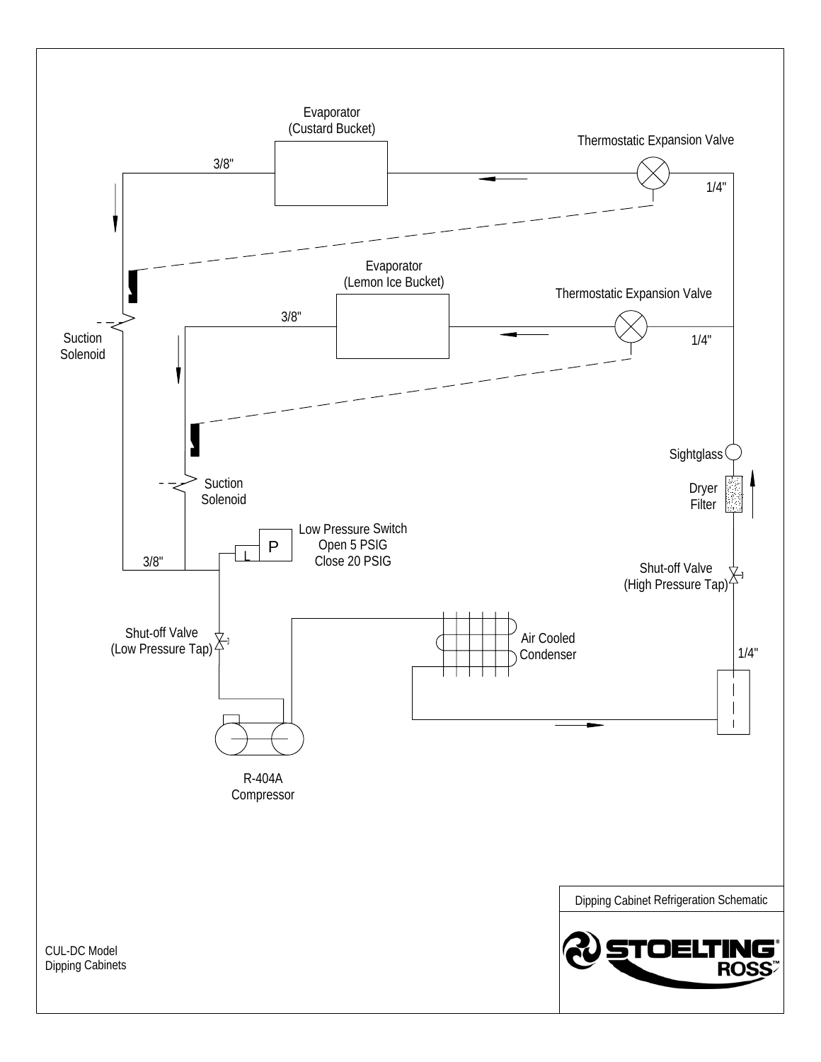Evaporator
(Custard Bucket)

Thermostatic Expansion Valve

3/8"

1/4"

Evaporator
(Lemon Ice Bucket)

Thermostatic Expansion Valve

3/8"

1/4"

Suction
Solenoid

Suction
Solenoid

Sightglass

Dryer
Filter

Low Pressure Switch
Open 5 PSIG
Close 20 PSIG

3/8"

Shut-off Valve
(High Pressure Tap)

Shut-off Valve
(Low Pressure Tap)

Air Cooled
Condenser

1/4"

R-404A
Compressor

Dipping Cabinet Refrigeration Schematic

STOELTING® ROSS™

CUL-DC Model
Dipping Cabinets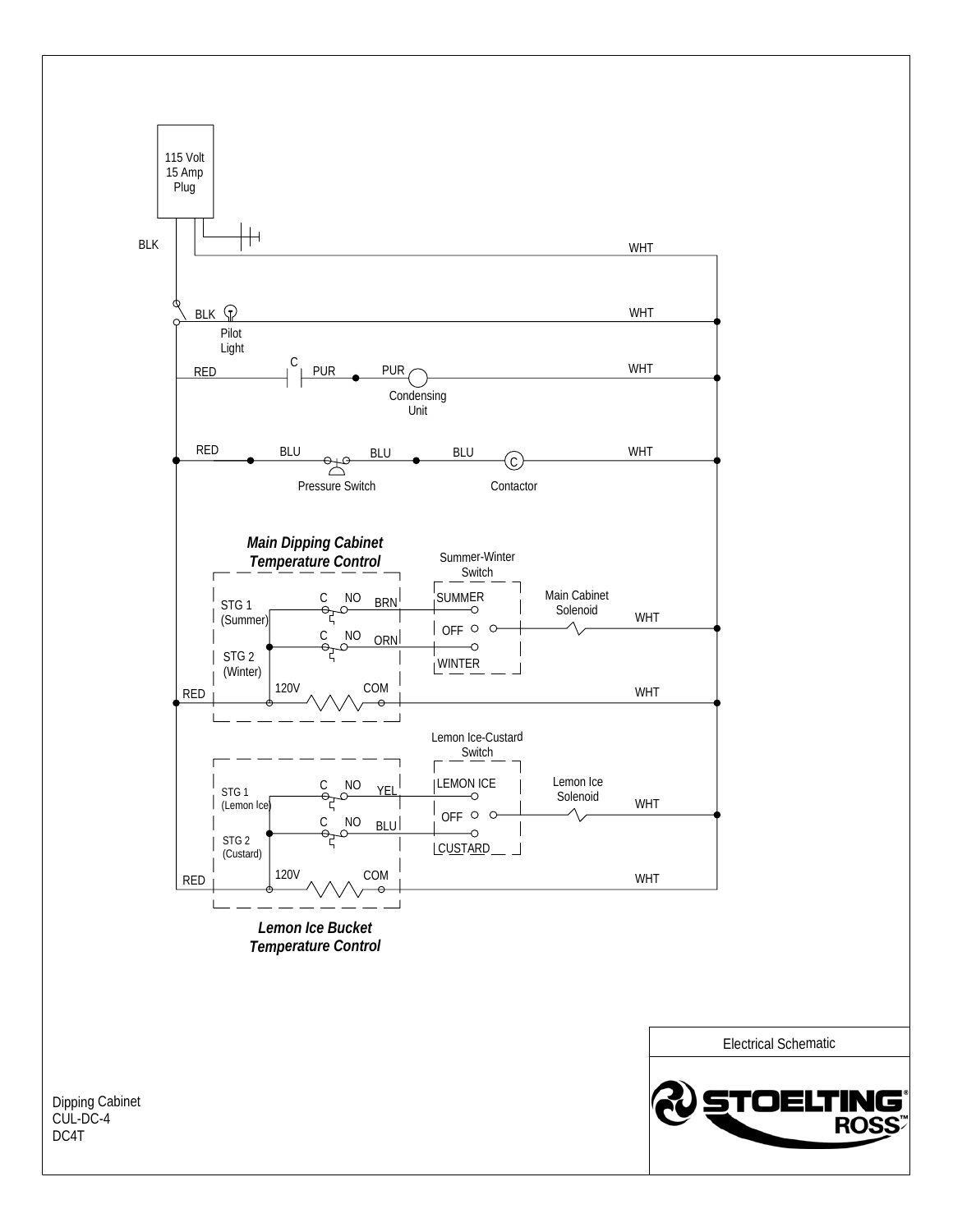Electrical Schematic

115 Volt
15 Amp
Plug

BLK

WHT

BLK

Pilot
Light

WHT

RED

C

PUR

PUR

Condensing
Unit

WHT

RED

BLU

BLU

BLU

Pressure Switch

C

Contactor

WHT

**_Main Dipping Cabinet Temperature Control_**

Summer-Winter
Switch

STG 1
(Summer)

C NO

BRN

SUMMER

Main Cabinet
Solenoid

STG 2
(Winter)

C NO

ORN

OFF

WHT

WINTER

RED

120V

COM

WHT

Lemon Ice-Custard
Switch

STG 1
(Lemon Ice)

C NO

YEL

LEMON ICE

Lemon Ice
Solenoid

STG 2
(Custard)

C NO

BLU

OFF

WHT

CUSTARD

RED

120V

COM

WHT

**_Lemon Ice Bucket Temperature Control_**

Dipping Cabinet
CUL-DC-4
DC4T

STOELTING® ROSS™